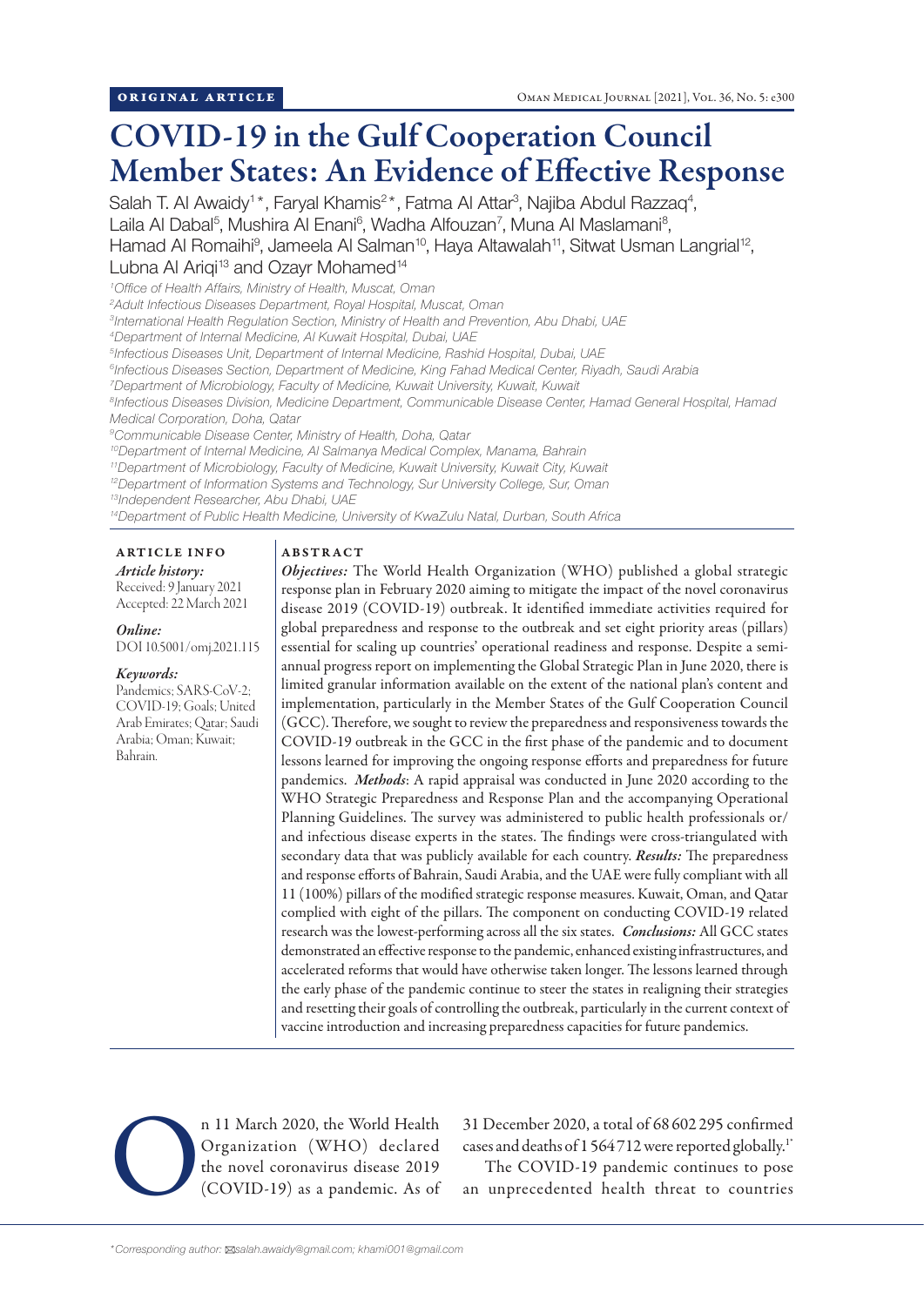ORIGINAL ARTICLE

# COVID-19 in the Gulf Cooperation Council Member States: An Evidence of Effective Response

Salah T. Al Awaidy[1]*, Faryal Khamis[2]*, Fatma Al Attar[3], Najiba Abdul Razzaq[4], Laila Al Dabal[5], Mushira Al Enani[6], Wadha Alfouzan[7], Muna Al Maslamani[8], Hamad Al Romaihi[9], Jameela Al Salman[10], Haya Altawalah[11], Sitwat Usman Langrial[12], Lubna Al Ariqi[13] and Ozayr Mohamed[14]

[1]Office of Health Affairs, Ministry of Health, Muscat, Oman
[2]Adult Infectious Diseases Department, Royal Hospital, Muscat, Oman
[3]International Health Regulation Section, Ministry of Health and Prevention, Abu Dhabi, UAE
[4]Department of Internal Medicine, Al Kuwait Hospital, Dubai, UAE
[5]Infectious Diseases Unit, Department of Internal Medicine, Rashid Hospital, Dubai, UAE
[6]Infectious Diseases Section, Department of Medicine, King Fahad Medical Center, Riyadh, Saudi Arabia
[7]Department of Microbiology, Faculty of Medicine, Kuwait University, Kuwait, Kuwait
[8]Infectious Diseases Division, Medicine Department, Communicable Disease Center, Hamad General Hospital, Hamad Medical Corporation, Doha, Qatar
[9]Communicable Disease Center, Ministry of Health, Doha, Qatar
[10]Department of Internal Medicine, Al Salmanya Medical Complex, Manama, Bahrain
[11]Department of Microbiology, Faculty of Medicine, Kuwait University, Kuwait City, Kuwait
[12]Department of Information Systems and Technology, Sur University College, Sur, Oman
[13]Independent Researcher, Abu Dhabi, UAE
[14]Department of Public Health Medicine, University of KwaZulu Natal, Durban, South Africa

## ARTICLE INFO

*Article history:*
Received: 9 January 2021
Accepted: 22 March 2021

*Online:*
DOI 10.5001/omj.2021.115

*Keywords:*
Pandemics; SARS-CoV-2; COVID-19; Goals; United Arab Emirates; Qatar; Saudi Arabia; Oman; Kuwait; Bahrain.

## ABSTRACT

***Objectives:*** The World Health Organization (WHO) published a global strategic response plan in February 2020 aiming to mitigate the impact of the novel coronavirus disease 2019 (COVID-19) outbreak. It identified immediate activities required for global preparedness and response to the outbreak and set eight priority areas (pillars) essential for scaling up countries' operational readiness and response. Despite a semi-annual progress report on implementing the Global Strategic Plan in June 2020, there is limited granular information available on the extent of the national plan's content and implementation, particularly in the Member States of the Gulf Cooperation Council (GCC). Therefore, we sought to review the preparedness and responsiveness towards the COVID-19 outbreak in the GCC in the first phase of the pandemic and to document lessons learned for improving the ongoing response efforts and preparedness for future pandemics. ***Methods***: A rapid appraisal was conducted in June 2020 according to the WHO Strategic Preparedness and Response Plan and the accompanying Operational Planning Guidelines. The survey was administered to public health professionals or/and infectious disease experts in the states. The findings were cross-triangulated with secondary data that was publicly available for each country. ***Results:*** The preparedness and response efforts of Bahrain, Saudi Arabia, and the UAE were fully compliant with all 11 (100%) pillars of the modified strategic response measures. Kuwait, Oman, and Qatar complied with eight of the pillars. The component on conducting COVID-19 related research was the lowest-performing across all the six states. ***Conclusions:*** All GCC states demonstrated an effective response to the pandemic, enhanced existing infrastructures, and accelerated reforms that would have otherwise taken longer. The lessons learned through the early phase of the pandemic continue to steer the states in realigning their strategies and resetting their goals of controlling the outbreak, particularly in the current context of vaccine introduction and increasing preparedness capacities for future pandemics.

On 11 March 2020, the World Health Organization (WHO) declared the novel coronavirus disease 2019 (COVID-19) as a pandemic. As of 31 December 2020, a total of 68 602 295 confirmed cases and deaths of 1 564 712 were reported globally.[1]

The COVID-19 pandemic continues to pose an unprecedented health threat to countries

*Corresponding author: salah.awaidy@gmail.com; khami001@gmail.com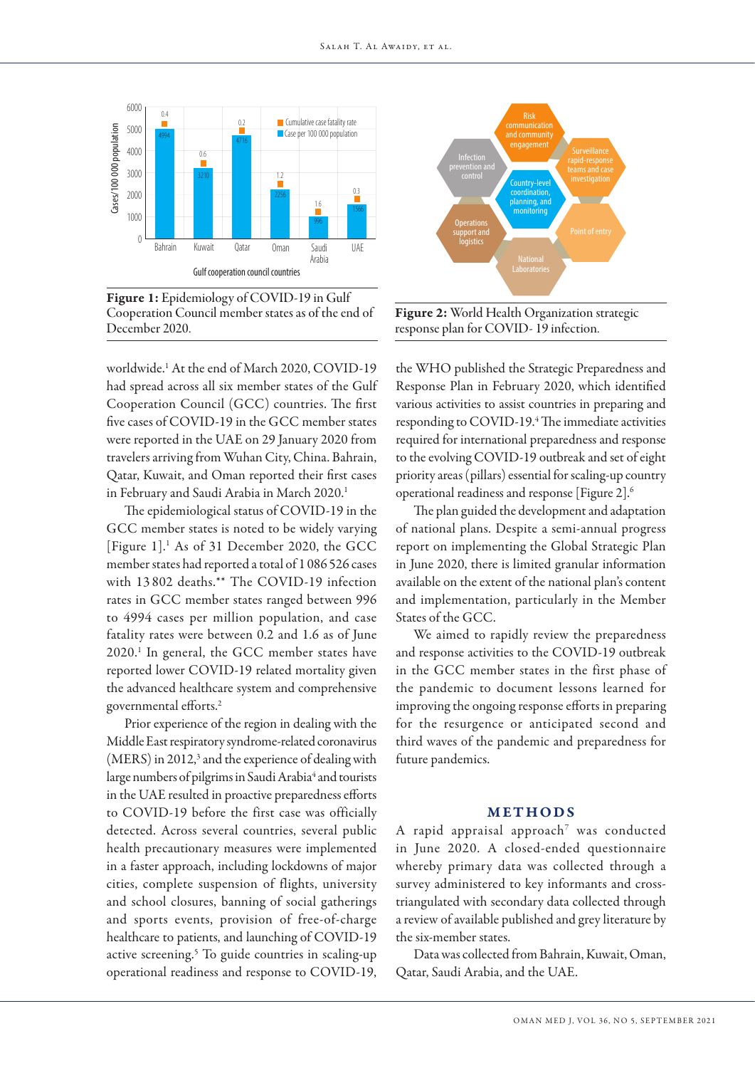Figure 1: Epidemiology of COVID-19 in Gulf Cooperation Council member states as of the end of December 2020.

Figure 2: World Health Organization strategic response plan for COVID- 19 infection.

worldwide.[1] At the end of March 2020, COVID-19 had spread across all six member states of the Gulf Cooperation Council (GCC) countries. The first five cases of COVID-19 in the GCC member states were reported in the UAE on 29 January 2020 from travelers arriving from Wuhan City, China. Bahrain, Qatar, Kuwait, and Oman reported their first cases in February and Saudi Arabia in March 2020.[1]

The epidemiological status of COVID-19 in the GCC member states is noted to be widely varying [Figure 1].[1] As of 31 December 2020, the GCC member states had reported a total of 1 086 526 cases with 13 802 deaths.** The COVID-19 infection rates in GCC member states ranged between 996 to 4994 cases per million population, and case fatality rates were between 0.2 and 1.6 as of June 2020.[1] In general, the GCC member states have reported lower COVID-19 related mortality given the advanced healthcare system and comprehensive governmental efforts.[2]

Prior experience of the region in dealing with the Middle East respiratory syndrome-related coronavirus (MERS) in 2012,[3] and the experience of dealing with large numbers of pilgrims in Saudi Arabia[4] and tourists in the UAE resulted in proactive preparedness efforts to COVID-19 before the first case was officially detected. Across several countries, several public health precautionary measures were implemented in a faster approach, including lockdowns of major cities, complete suspension of flights, university and school closures, banning of social gatherings and sports events, provision of free-of-charge healthcare to patients, and launching of COVID-19 active screening.[5] To guide countries in scaling-up operational readiness and response to COVID-19, the WHO published the Strategic Preparedness and Response Plan in February 2020, which identified various activities to assist countries in preparing and responding to COVID-19.[4] The immediate activities required for international preparedness and response to the evolving COVID-19 outbreak and set of eight priority areas (pillars) essential for scaling-up country operational readiness and response [Figure 2].[6]

The plan guided the development and adaptation of national plans. Despite a semi-annual progress report on implementing the Global Strategic Plan in June 2020, there is limited granular information available on the extent of the national plan's content and implementation, particularly in the Member States of the GCC.

We aimed to rapidly review the preparedness and response activities to the COVID-19 outbreak in the GCC member states in the first phase of the pandemic to document lessons learned for improving the ongoing response efforts in preparing for the resurgence or anticipated second and third waves of the pandemic and preparedness for future pandemics.

## METHODS

A rapid appraisal approach[7] was conducted in June 2020. A closed-ended questionnaire whereby primary data was collected through a survey administered to key informants and cross-triangulated with secondary data collected through a review of available published and grey literature by the six-member states.

Data was collected from Bahrain, Kuwait, Oman, Qatar, Saudi Arabia, and the UAE.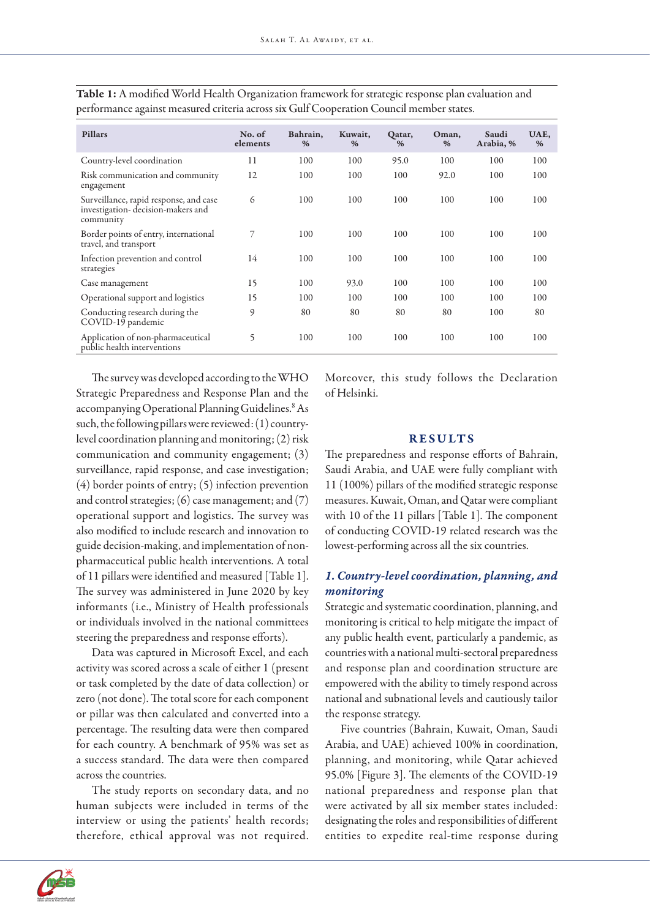**Table 1:** A modified World Health Organization framework for strategic response plan evaluation and performance against measured criteria across six Gulf Cooperation Council member states.

| Pillars | No. of elements | Bahrain, % | Kuwait, % | Qatar, % | Oman, % | Saudi Arabia, % | UAE, % |
|---|---|---|---|---|---|---|---|
| Country-level coordination | 11 | 100 | 100 | 95.0 | 100 | 100 | 100 |
| Risk communication and community engagement | 12 | 100 | 100 | 100 | 92.0 | 100 | 100 |
| Surveillance, rapid response, and case investigation- decision-makers and community | 6 | 100 | 100 | 100 | 100 | 100 | 100 |
| Border points of entry, international travel, and transport | 7 | 100 | 100 | 100 | 100 | 100 | 100 |
| Infection prevention and control strategies | 14 | 100 | 100 | 100 | 100 | 100 | 100 |
| Case management | 15 | 100 | 93.0 | 100 | 100 | 100 | 100 |
| Operational support and logistics | 15 | 100 | 100 | 100 | 100 | 100 | 100 |
| Conducting research during the COVID-19 pandemic | 9 | 80 | 80 | 80 | 80 | 100 | 80 |
| Application of non-pharmaceutical public health interventions | 5 | 100 | 100 | 100 | 100 | 100 | 100 |

The survey was developed according to the WHO Strategic Preparedness and Response Plan and the accompanying Operational Planning Guidelines.[8] As such, the following pillars were reviewed: (1) country-level coordination planning and monitoring; (2) risk communication and community engagement; (3) surveillance, rapid response, and case investigation; (4) border points of entry; (5) infection prevention and control strategies; (6) case management; and (7) operational support and logistics. The survey was also modified to include research and innovation to guide decision-making, and implementation of non-pharmaceutical public health interventions. A total of 11 pillars were identified and measured [Table 1]. The survey was administered in June 2020 by key informants (i.e., Ministry of Health professionals or individuals involved in the national committees steering the preparedness and response efforts).

Data was captured in Microsoft Excel, and each activity was scored across a scale of either 1 (present or task completed by the date of data collection) or zero (not done). The total score for each component or pillar was then calculated and converted into a percentage. The resulting data were then compared for each country. A benchmark of 95% was set as a success standard. The data were then compared across the countries.

The study reports on secondary data, and no human subjects were included in terms of the interview or using the patients' health records; therefore, ethical approval was not required. Moreover, this study follows the Declaration of Helsinki.

## RESULTS

The preparedness and response efforts of Bahrain, Saudi Arabia, and UAE were fully compliant with 11 (100%) pillars of the modified strategic response measures. Kuwait, Oman, and Qatar were compliant with 10 of the 11 pillars [Table 1]. The component of conducting COVID-19 related research was the lowest-performing across all the six countries.

### *1. Country-level coordination, planning, and monitoring*

Strategic and systematic coordination, planning, and monitoring is critical to help mitigate the impact of any public health event, particularly a pandemic, as countries with a national multi-sectoral preparedness and response plan and coordination structure are empowered with the ability to timely respond across national and subnational levels and cautiously tailor the response strategy.

Five countries (Bahrain, Kuwait, Oman, Saudi Arabia, and UAE) achieved 100% in coordination, planning, and monitoring, while Qatar achieved 95.0% [Figure 3]. The elements of the COVID-19 national preparedness and response plan that were activated by all six member states included: designating the roles and responsibilities of different entities to expedite real-time response during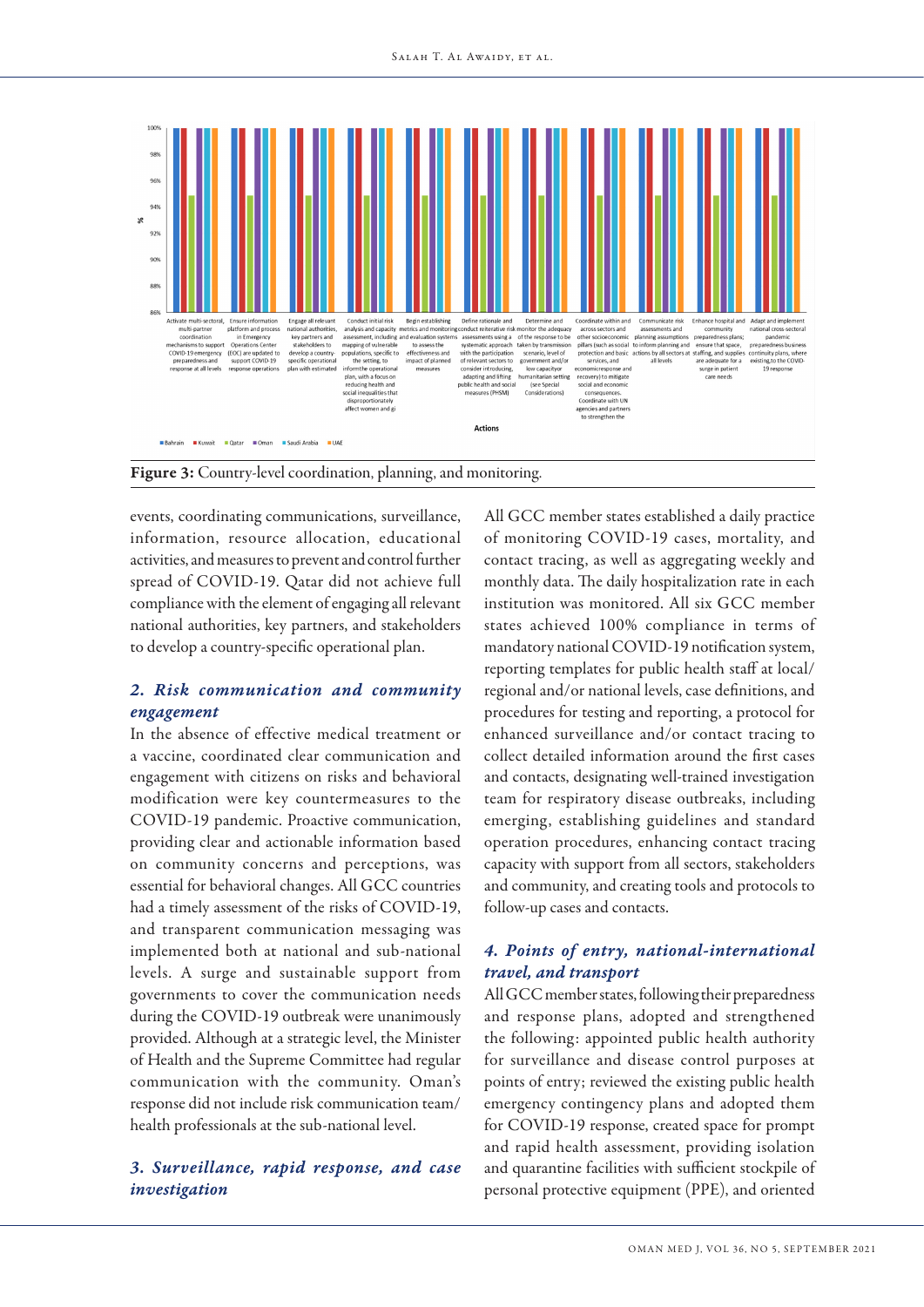**Figure 3:** Country-level coordination, planning, and monitoring.

events, coordinating communications, surveillance, information, resource allocation, educational activities, and measures to prevent and control further spread of COVID-19. Qatar did not achieve full compliance with the element of engaging all relevant national authorities, key partners, and stakeholders to develop a country-specific operational plan.

### *2. Risk communication and community engagement*

In the absence of effective medical treatment or a vaccine, coordinated clear communication and engagement with citizens on risks and behavioral modification were key countermeasures to the COVID-19 pandemic. Proactive communication, providing clear and actionable information based on community concerns and perceptions, was essential for behavioral changes. All GCC countries had a timely assessment of the risks of COVID-19, and transparent communication messaging was implemented both at national and sub-national levels. A surge and sustainable support from governments to cover the communication needs during the COVID-19 outbreak were unanimously provided. Although at a strategic level, the Minister of Health and the Supreme Committee had regular communication with the community. Oman's response did not include risk communication team/health professionals at the sub-national level.

### *3. Surveillance, rapid response, and case investigation*

All GCC member states established a daily practice of monitoring COVID-19 cases, mortality, and contact tracing, as well as aggregating weekly and monthly data. The daily hospitalization rate in each institution was monitored. All six GCC member states achieved 100% compliance in terms of mandatory national COVID-19 notification system, reporting templates for public health staff at local/regional and/or national levels, case definitions, and procedures for testing and reporting, a protocol for enhanced surveillance and/or contact tracing to collect detailed information around the first cases and contacts, designating well-trained investigation team for respiratory disease outbreaks, including emerging, establishing guidelines and standard operation procedures, enhancing contact tracing capacity with support from all sectors, stakeholders and community, and creating tools and protocols to follow-up cases and contacts.

### *4. Points of entry, national-international travel, and transport*

All GCC member states, following their preparedness and response plans, adopted and strengthened the following: appointed public health authority for surveillance and disease control purposes at points of entry; reviewed the existing public health emergency contingency plans and adopted them for COVID-19 response, created space for prompt and rapid health assessment, providing isolation and quarantine facilities with sufficient stockpile of personal protective equipment (PPE), and oriented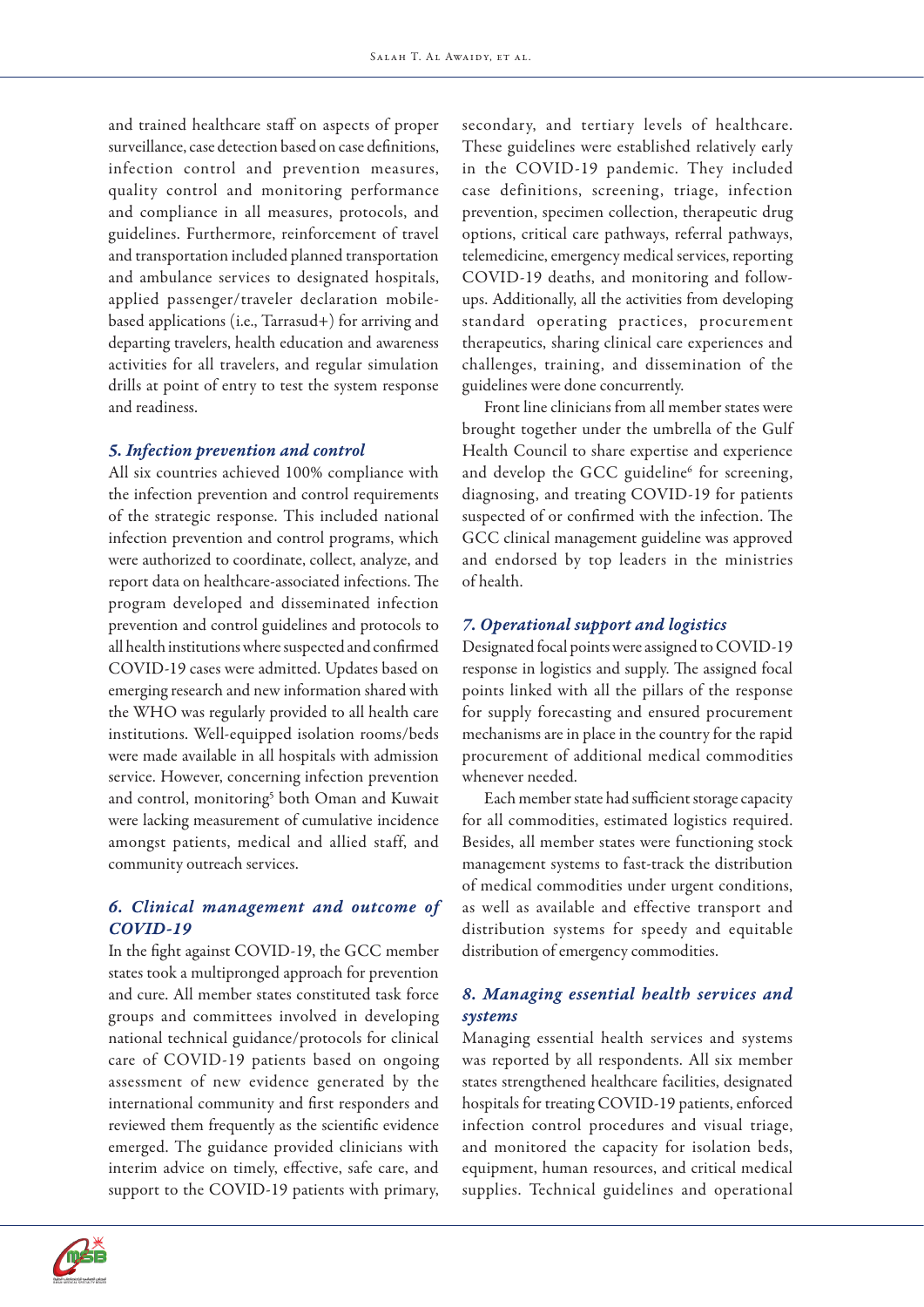and trained healthcare staff on aspects of proper surveillance, case detection based on case definitions, infection control and prevention measures, quality control and monitoring performance and compliance in all measures, protocols, and guidelines. Furthermore, reinforcement of travel and transportation included planned transportation and ambulance services to designated hospitals, applied passenger/traveler declaration mobile-based applications (i.e., Tarrasud+) for arriving and departing travelers, health education and awareness activities for all travelers, and regular simulation drills at point of entry to test the system response and readiness.

### *5. Infection prevention and control*

All six countries achieved 100% compliance with the infection prevention and control requirements of the strategic response. This included national infection prevention and control programs, which were authorized to coordinate, collect, analyze, and report data on healthcare-associated infections. The program developed and disseminated infection prevention and control guidelines and protocols to all health institutions where suspected and confirmed COVID-19 cases were admitted. Updates based on emerging research and new information shared with the WHO was regularly provided to all health care institutions. Well-equipped isolation rooms/beds were made available in all hospitals with admission service. However, concerning infection prevention and control, monitoring[5] both Oman and Kuwait were lacking measurement of cumulative incidence amongst patients, medical and allied staff, and community outreach services.

### *6. Clinical management and outcome of COVID-19*

In the fight against COVID-19, the GCC member states took a multipronged approach for prevention and cure. All member states constituted task force groups and committees involved in developing national technical guidance/protocols for clinical care of COVID-19 patients based on ongoing assessment of new evidence generated by the international community and first responders and reviewed them frequently as the scientific evidence emerged. The guidance provided clinicians with interim advice on timely, effective, safe care, and support to the COVID-19 patients with primary, secondary, and tertiary levels of healthcare. These guidelines were established relatively early in the COVID-19 pandemic. They included case definitions, screening, triage, infection prevention, specimen collection, therapeutic drug options, critical care pathways, referral pathways, telemedicine, emergency medical services, reporting COVID-19 deaths, and monitoring and follow-ups. Additionally, all the activities from developing standard operating practices, procurement therapeutics, sharing clinical care experiences and challenges, training, and dissemination of the guidelines were done concurrently.

Front line clinicians from all member states were brought together under the umbrella of the Gulf Health Council to share expertise and experience and develop the GCC guideline[6] for screening, diagnosing, and treating COVID-19 for patients suspected of or confirmed with the infection. The GCC clinical management guideline was approved and endorsed by top leaders in the ministries of health.

### *7. Operational support and logistics*

Designated focal points were assigned to COVID-19 response in logistics and supply. The assigned focal points linked with all the pillars of the response for supply forecasting and ensured procurement mechanisms are in place in the country for the rapid procurement of additional medical commodities whenever needed.

Each member state had sufficient storage capacity for all commodities, estimated logistics required. Besides, all member states were functioning stock management systems to fast-track the distribution of medical commodities under urgent conditions, as well as available and effective transport and distribution systems for speedy and equitable distribution of emergency commodities.

### *8. Managing essential health services and systems*

Managing essential health services and systems was reported by all respondents. All six member states strengthened healthcare facilities, designated hospitals for treating COVID-19 patients, enforced infection control procedures and visual triage, and monitored the capacity for isolation beds, equipment, human resources, and critical medical supplies. Technical guidelines and operational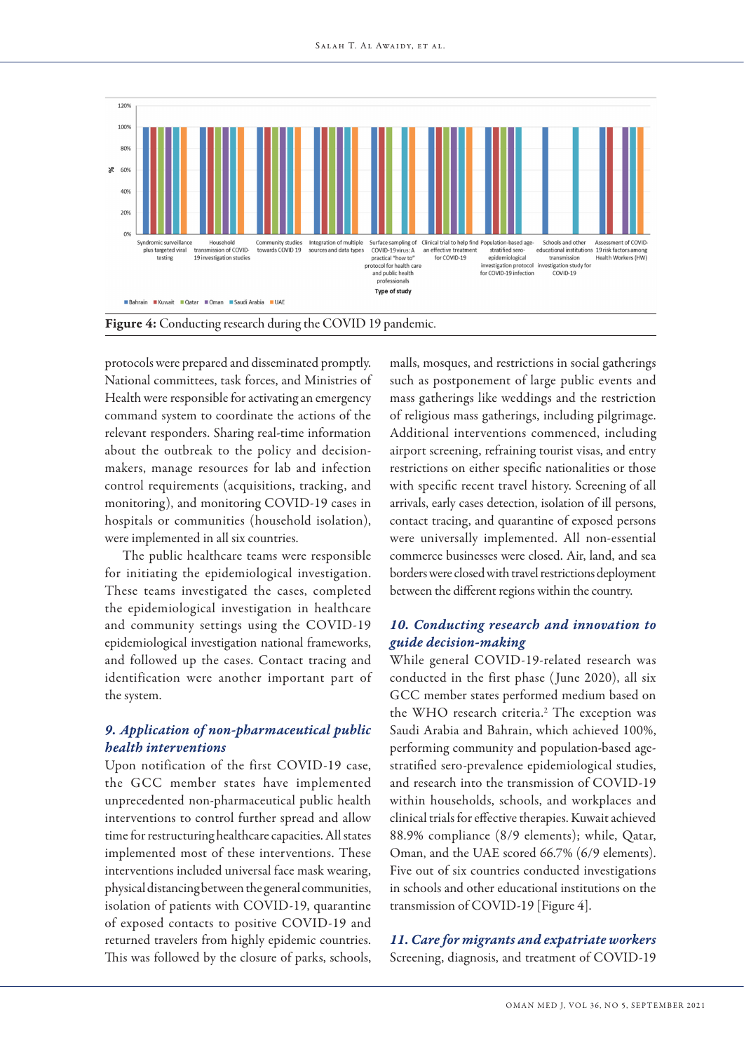Figure 4: Conducting research during the COVID 19 pandemic.

protocols were prepared and disseminated promptly. National committees, task forces, and Ministries of Health were responsible for activating an emergency command system to coordinate the actions of the relevant responders. Sharing real-time information about the outbreak to the policy and decision-makers, manage resources for lab and infection control requirements (acquisitions, tracking, and monitoring), and monitoring COVID-19 cases in hospitals or communities (household isolation), were implemented in all six countries.

The public healthcare teams were responsible for initiating the epidemiological investigation. These teams investigated the cases, completed the epidemiological investigation in healthcare and community settings using the COVID-19 epidemiological investigation national frameworks, and followed up the cases. Contact tracing and identification were another important part of the system.

### *9. Application of non-pharmaceutical public health interventions*

Upon notification of the first COVID-19 case, the GCC member states have implemented unprecedented non-pharmaceutical public health interventions to control further spread and allow time for restructuring healthcare capacities. All states implemented most of these interventions. These interventions included universal face mask wearing, physical distancing between the general communities, isolation of patients with COVID-19, quarantine of exposed contacts to positive COVID-19 and returned travelers from highly epidemic countries. This was followed by the closure of parks, schools, malls, mosques, and restrictions in social gatherings such as postponement of large public events and mass gatherings like weddings and the restriction of religious mass gatherings, including pilgrimage. Additional interventions commenced, including airport screening, refraining tourist visas, and entry restrictions on either specific nationalities or those with specific recent travel history. Screening of all arrivals, early cases detection, isolation of ill persons, contact tracing, and quarantine of exposed persons were universally implemented. All non-essential commerce businesses were closed. Air, land, and sea borders were closed with travel restrictions deployment between the different regions within the country.

### *10. Conducting research and innovation to guide decision-making*

While general COVID-19-related research was conducted in the first phase (June 2020), all six GCC member states performed medium based on the WHO research criteria.[2] The exception was Saudi Arabia and Bahrain, which achieved 100%, performing community and population-based age-stratified sero-prevalence epidemiological studies, and research into the transmission of COVID-19 within households, schools, and workplaces and clinical trials for effective therapies. Kuwait achieved 88.9% compliance (8/9 elements); while, Qatar, Oman, and the UAE scored 66.7% (6/9 elements). Five out of six countries conducted investigations in schools and other educational institutions on the transmission of COVID-19 [Figure 4].

### *11. Care for migrants and expatriate workers*

Screening, diagnosis, and treatment of COVID-19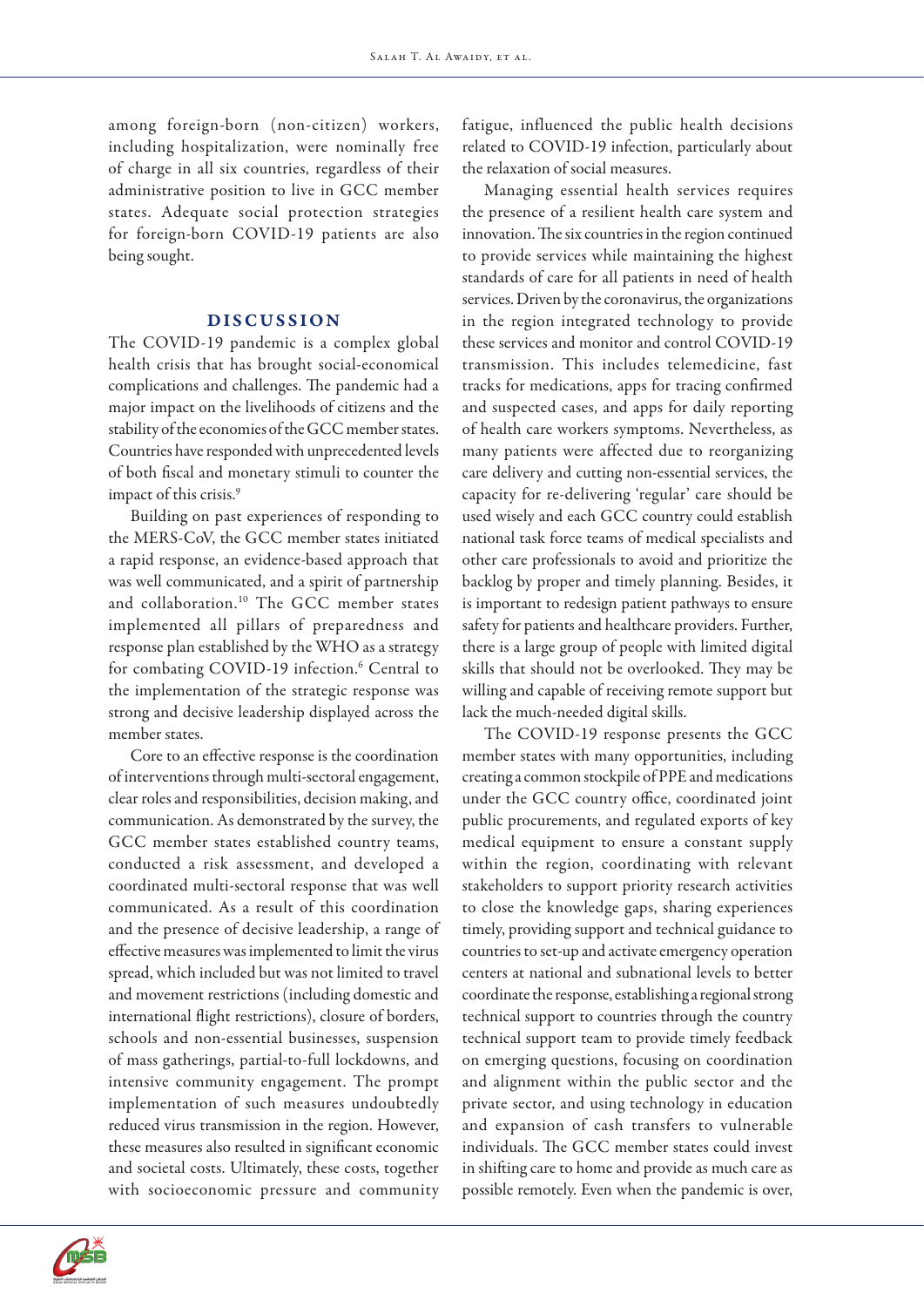among foreign-born (non-citizen) workers, including hospitalization, were nominally free of charge in all six countries, regardless of their administrative position to live in GCC member states. Adequate social protection strategies for foreign-born COVID-19 patients are also being sought.

## DISCUSSION

The COVID-19 pandemic is a complex global health crisis that has brought social-economical complications and challenges. The pandemic had a major impact on the livelihoods of citizens and the stability of the economies of the GCC member states. Countries have responded with unprecedented levels of both fiscal and monetary stimuli to counter the impact of this crisis.[9]

Building on past experiences of responding to the MERS-CoV, the GCC member states initiated a rapid response, an evidence-based approach that was well communicated, and a spirit of partnership and collaboration.[10] The GCC member states implemented all pillars of preparedness and response plan established by the WHO as a strategy for combating COVID-19 infection.[6] Central to the implementation of the strategic response was strong and decisive leadership displayed across the member states.

Core to an effective response is the coordination of interventions through multi-sectoral engagement, clear roles and responsibilities, decision making, and communication. As demonstrated by the survey, the GCC member states established country teams, conducted a risk assessment, and developed a coordinated multi-sectoral response that was well communicated. As a result of this coordination and the presence of decisive leadership, a range of effective measures was implemented to limit the virus spread, which included but was not limited to travel and movement restrictions (including domestic and international flight restrictions), closure of borders, schools and non-essential businesses, suspension of mass gatherings, partial-to-full lockdowns, and intensive community engagement. The prompt implementation of such measures undoubtedly reduced virus transmission in the region. However, these measures also resulted in significant economic and societal costs. Ultimately, these costs, together with socioeconomic pressure and community fatigue, influenced the public health decisions related to COVID-19 infection, particularly about the relaxation of social measures.

Managing essential health services requires the presence of a resilient health care system and innovation. The six countries in the region continued to provide services while maintaining the highest standards of care for all patients in need of health services. Driven by the coronavirus, the organizations in the region integrated technology to provide these services and monitor and control COVID-19 transmission. This includes telemedicine, fast tracks for medications, apps for tracing confirmed and suspected cases, and apps for daily reporting of health care workers symptoms. Nevertheless, as many patients were affected due to reorganizing care delivery and cutting non-essential services, the capacity for re-delivering 'regular' care should be used wisely and each GCC country could establish national task force teams of medical specialists and other care professionals to avoid and prioritize the backlog by proper and timely planning. Besides, it is important to redesign patient pathways to ensure safety for patients and healthcare providers. Further, there is a large group of people with limited digital skills that should not be overlooked. They may be willing and capable of receiving remote support but lack the much-needed digital skills.

The COVID-19 response presents the GCC member states with many opportunities, including creating a common stockpile of PPE and medications under the GCC country office, coordinated joint public procurements, and regulated exports of key medical equipment to ensure a constant supply within the region, coordinating with relevant stakeholders to support priority research activities to close the knowledge gaps, sharing experiences timely, providing support and technical guidance to countries to set-up and activate emergency operation centers at national and subnational levels to better coordinate the response, establishing a regional strong technical support to countries through the country technical support team to provide timely feedback on emerging questions, focusing on coordination and alignment within the public sector and the private sector, and using technology in education and expansion of cash transfers to vulnerable individuals. The GCC member states could invest in shifting care to home and provide as much care as possible remotely. Even when the pandemic is over,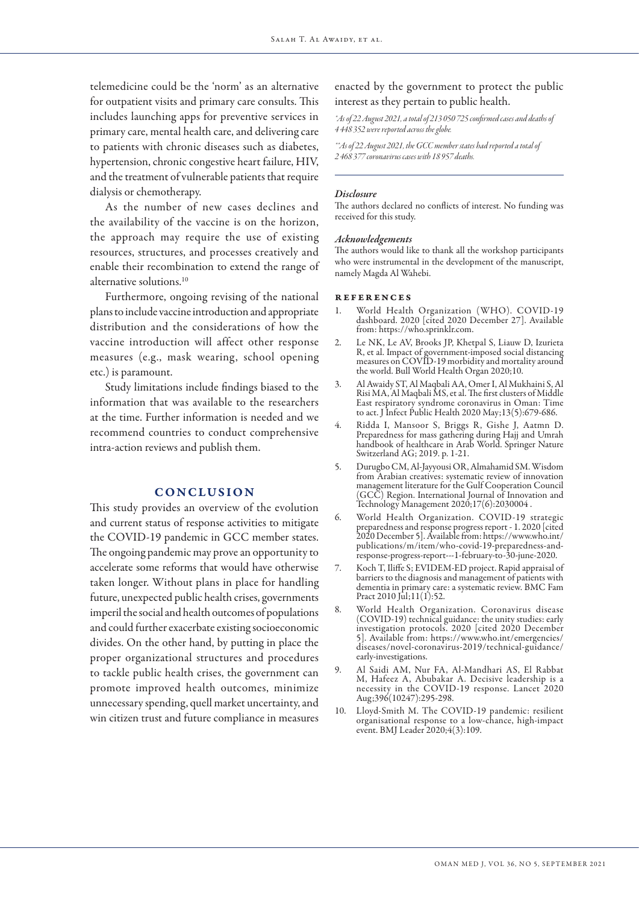telemedicine could be the 'norm' as an alternative for outpatient visits and primary care consults. This includes launching apps for preventive services in primary care, mental health care, and delivering care to patients with chronic diseases such as diabetes, hypertension, chronic congestive heart failure, HIV, and the treatment of vulnerable patients that require dialysis or chemotherapy.

As the number of new cases declines and the availability of the vaccine is on the horizon, the approach may require the use of existing resources, structures, and processes creatively and enable their recombination to extend the range of alternative solutions.[10]

Furthermore, ongoing revising of the national plans to include vaccine introduction and appropriate distribution and the considerations of how the vaccine introduction will affect other response measures (e.g., mask wearing, school opening etc.) is paramount.

Study limitations include findings biased to the information that was available to the researchers at the time. Further information is needed and we recommend countries to conduct comprehensive intra-action reviews and publish them.

## CONCLUSION

This study provides an overview of the evolution and current status of response activities to mitigate the COVID-19 pandemic in GCC member states. The ongoing pandemic may prove an opportunity to accelerate some reforms that would have otherwise taken longer. Without plans in place for handling future, unexpected public health crises, governments imperil the social and health outcomes of populations and could further exacerbate existing socioeconomic divides. On the other hand, by putting in place the proper organizational structures and procedures to tackle public health crises, the government can promote improved health outcomes, minimize unnecessary spending, quell market uncertainty, and win citizen trust and future compliance in measures enacted by the government to protect the public interest as they pertain to public health.

*\*As of 22 August 2021, a total of 213 050 725 confirmed cases and deaths of 4 448 352 were reported across the globe.*

*\*\*As of 22 August 2021, the GCC member states had reported a total of 2 468 377 coronavirus cases with 18 957 deaths.*

### *Disclosure*

The authors declared no conflicts of interest. No funding was received for this study.

### *Acknowledgements*

The authors would like to thank all the workshop participants who were instrumental in the development of the manuscript, namely Magda Al Wahebi.

### REFERENCES

1. World Health Organization (WHO). COVID-19 dashboard. 2020 [cited 2020 December 27]. Available from: https://who.sprinklr.com.
2. Le NK, Le AV, Brooks JP, Khetpal S, Liauw D, Izurieta R, et al. Impact of government-imposed social distancing measures on COVID-19 morbidity and mortality around the world. Bull World Health Organ 2020;10.
3. Al Awaidy ST, Al Maqbali AA, Omer I, Al Mukhaini S, Al Risi MA, Al Maqbali MS, et al. The first clusters of Middle East respiratory syndrome coronavirus in Oman: Time to act. J Infect Public Health 2020 May;13(5):679-686.
4. Ridda I, Mansoor S, Briggs R, Gishe J, Aatmn D. Preparedness for mass gathering during Hajj and Umrah handbook of healthcare in Arab World. Springer Nature Switzerland AG; 2019. p. 1-21.
5. Durugbo CM, Al-Jayyousi OR, Almahamid SM. Wisdom from Arabian creatives: systematic review of innovation management literature for the Gulf Cooperation Council (GCC) Region. International Journal of Innovation and Technology Management 2020;17(6):2030004 .
6. World Health Organization. COVID-19 strategic preparedness and response progress report - 1. 2020 [cited 2020 December 5]. Available from: https://www.who.int/publications/m/item/who-covid-19-preparedness-and-response-progress-report---1-february-to-30-june-2020.
7. Koch T, Iliffe S; EVIDEM-ED project. Rapid appraisal of barriers to the diagnosis and management of patients with dementia in primary care: a systematic review. BMC Fam Pract 2010 Jul;11(1):52.
8. World Health Organization. Coronavirus disease (COVID-19) technical guidance: the unity studies: early investigation protocols. 2020 [cited 2020 December 5]. Available from: https://www.who.int/emergencies/diseases/novel-coronavirus-2019/technical-guidance/early-investigations.
9. Al Saidi AM, Nur FA, Al-Mandhari AS, El Rabbat M, Hafeez A, Abubakar A. Decisive leadership is a necessity in the COVID-19 response. Lancet 2020 Aug;396(10247):295-298.
10. Lloyd-Smith M. The COVID-19 pandemic: resilient organisational response to a low-chance, high-impact event. BMJ Leader 2020;4(3):109.